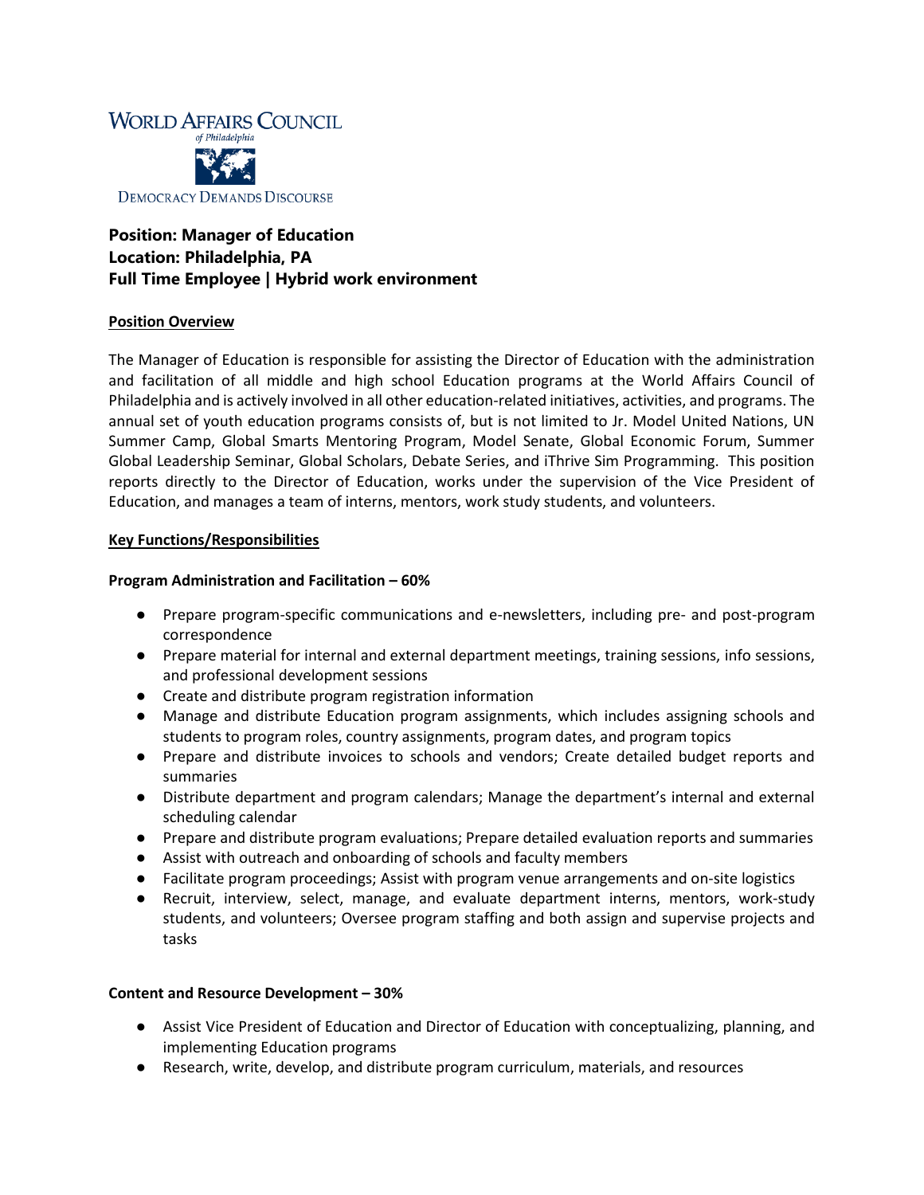WORLD AFFAIRS COUNCIL
*of Philadelphia*

DEMOCRACY DEMANDS DISCOURSE

**Position: Manager of Education**
**Location: Philadelphia, PA**
**Full Time Employee | Hybrid work environment**

## Position Overview

The Manager of Education is responsible for assisting the Director of Education with the administration and facilitation of all middle and high school Education programs at the World Affairs Council of Philadelphia and is actively involved in all other education-related initiatives, activities, and programs. The annual set of youth education programs consists of, but is not limited to Jr. Model United Nations, UN Summer Camp, Global Smarts Mentoring Program, Model Senate, Global Economic Forum, Summer Global Leadership Seminar, Global Scholars, Debate Series, and iThrive Sim Programming. This position reports directly to the Director of Education, works under the supervision of the Vice President of Education, and manages a team of interns, mentors, work study students, and volunteers.

## Key Functions/Responsibilities

### Program Administration and Facilitation – 60%

- Prepare program-specific communications and e-newsletters, including pre- and post-program correspondence
- Prepare material for internal and external department meetings, training sessions, info sessions, and professional development sessions
- Create and distribute program registration information
- Manage and distribute Education program assignments, which includes assigning schools and students to program roles, country assignments, program dates, and program topics
- Prepare and distribute invoices to schools and vendors; Create detailed budget reports and summaries
- Distribute department and program calendars; Manage the department's internal and external scheduling calendar
- Prepare and distribute program evaluations; Prepare detailed evaluation reports and summaries
- Assist with outreach and onboarding of schools and faculty members
- Facilitate program proceedings; Assist with program venue arrangements and on-site logistics
- Recruit, interview, select, manage, and evaluate department interns, mentors, work-study students, and volunteers; Oversee program staffing and both assign and supervise projects and tasks

### Content and Resource Development – 30%

- Assist Vice President of Education and Director of Education with conceptualizing, planning, and implementing Education programs
- Research, write, develop, and distribute program curriculum, materials, and resources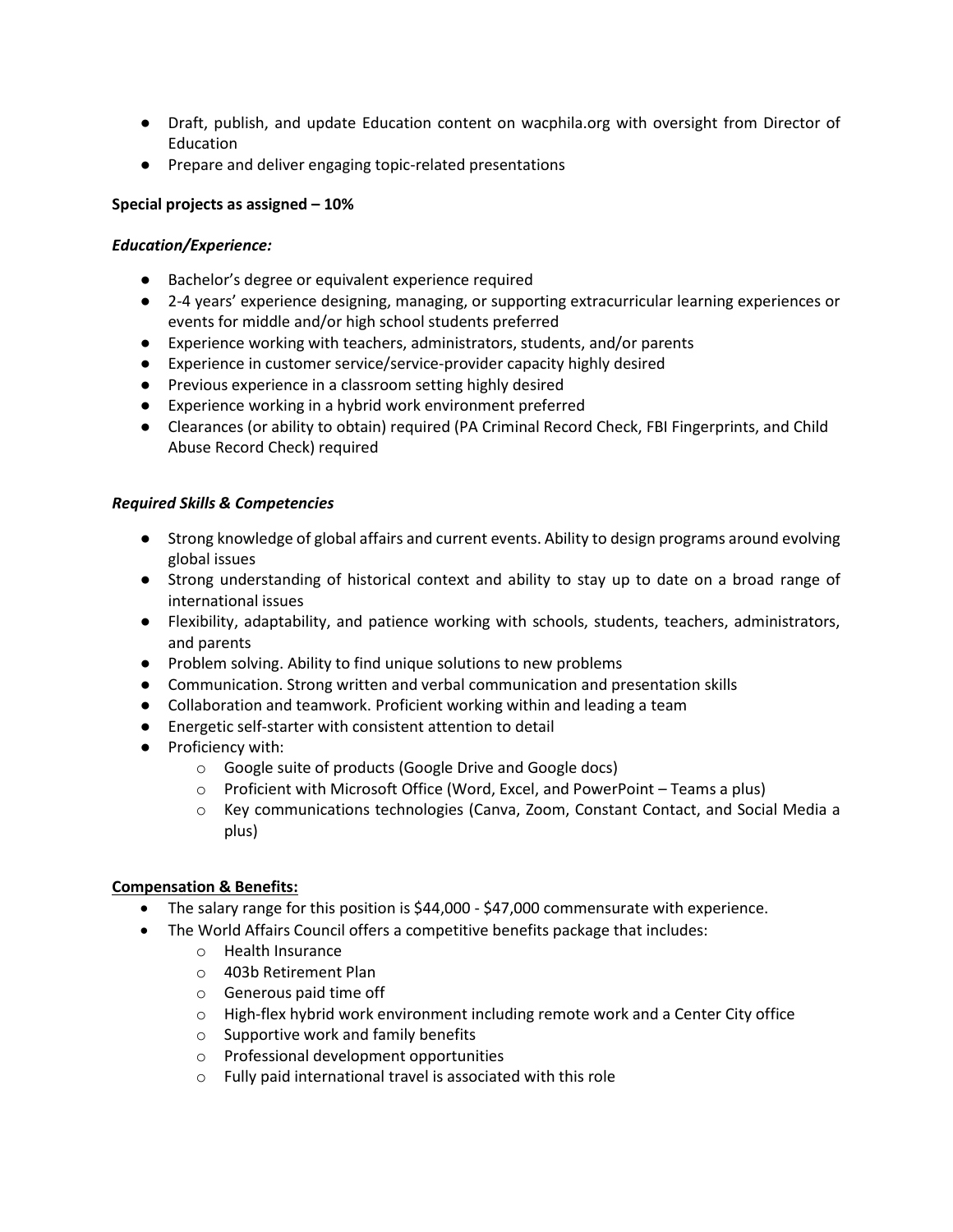- Draft, publish, and update Education content on wacphila.org with oversight from Director of Education
- Prepare and deliver engaging topic-related presentations

**Special projects as assigned – 10%**

***Education/Experience:***

- Bachelor's degree or equivalent experience required
- 2-4 years' experience designing, managing, or supporting extracurricular learning experiences or events for middle and/or high school students preferred
- Experience working with teachers, administrators, students, and/or parents
- Experience in customer service/service-provider capacity highly desired
- Previous experience in a classroom setting highly desired
- Experience working in a hybrid work environment preferred
- Clearances (or ability to obtain) required (PA Criminal Record Check, FBI Fingerprints, and Child Abuse Record Check) required

***Required Skills & Competencies***

- Strong knowledge of global affairs and current events. Ability to design programs around evolving global issues
- Strong understanding of historical context and ability to stay up to date on a broad range of international issues
- Flexibility, adaptability, and patience working with schools, students, teachers, administrators, and parents
- Problem solving. Ability to find unique solutions to new problems
- Communication. Strong written and verbal communication and presentation skills
- Collaboration and teamwork. Proficient working within and leading a team
- Energetic self-starter with consistent attention to detail
- Proficiency with:
  - Google suite of products (Google Drive and Google docs)
  - Proficient with Microsoft Office (Word, Excel, and PowerPoint – Teams a plus)
  - Key communications technologies (Canva, Zoom, Constant Contact, and Social Media a plus)

**Compensation & Benefits:**

- The salary range for this position is $44,000 - $47,000 commensurate with experience.
- The World Affairs Council offers a competitive benefits package that includes:
  - Health Insurance
  - 403b Retirement Plan
  - Generous paid time off
  - High-flex hybrid work environment including remote work and a Center City office
  - Supportive work and family benefits
  - Professional development opportunities
  - Fully paid international travel is associated with this role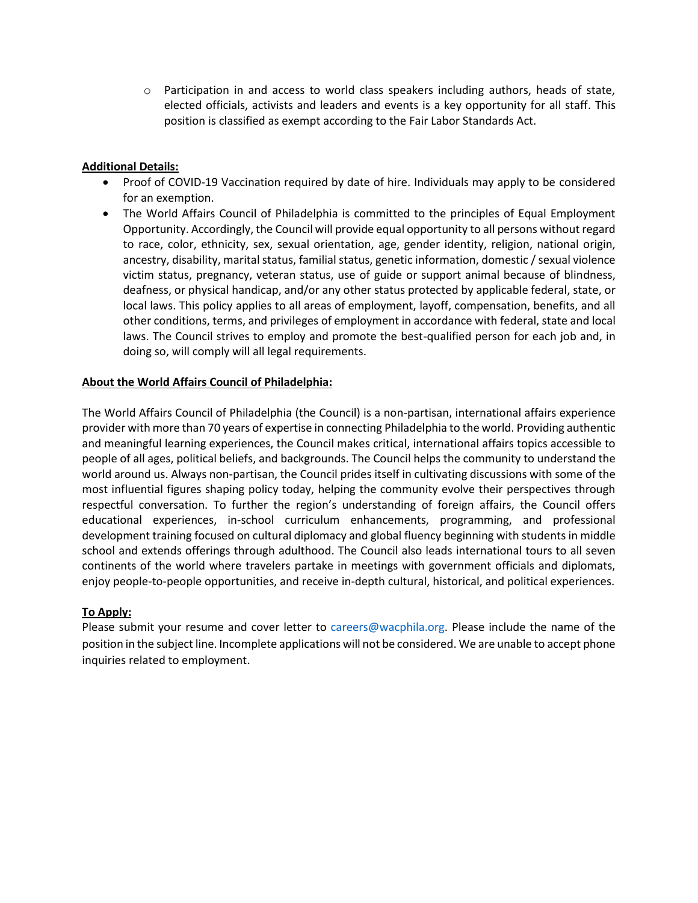- Participation in and access to world class speakers including authors, heads of state, elected officials, activists and leaders and events is a key opportunity for all staff. This position is classified as exempt according to the Fair Labor Standards Act.

**Additional Details:**

- Proof of COVID-19 Vaccination required by date of hire. Individuals may apply to be considered for an exemption.
- The World Affairs Council of Philadelphia is committed to the principles of Equal Employment Opportunity. Accordingly, the Council will provide equal opportunity to all persons without regard to race, color, ethnicity, sex, sexual orientation, age, gender identity, religion, national origin, ancestry, disability, marital status, familial status, genetic information, domestic / sexual violence victim status, pregnancy, veteran status, use of guide or support animal because of blindness, deafness, or physical handicap, and/or any other status protected by applicable federal, state, or local laws. This policy applies to all areas of employment, layoff, compensation, benefits, and all other conditions, terms, and privileges of employment in accordance with federal, state and local laws. The Council strives to employ and promote the best-qualified person for each job and, in doing so, will comply will all legal requirements.

**About the World Affairs Council of Philadelphia:**

The World Affairs Council of Philadelphia (the Council) is a non-partisan, international affairs experience provider with more than 70 years of expertise in connecting Philadelphia to the world. Providing authentic and meaningful learning experiences, the Council makes critical, international affairs topics accessible to people of all ages, political beliefs, and backgrounds. The Council helps the community to understand the world around us. Always non-partisan, the Council prides itself in cultivating discussions with some of the most influential figures shaping policy today, helping the community evolve their perspectives through respectful conversation. To further the region's understanding of foreign affairs, the Council offers educational experiences, in-school curriculum enhancements, programming, and professional development training focused on cultural diplomacy and global fluency beginning with students in middle school and extends offerings through adulthood. The Council also leads international tours to all seven continents of the world where travelers partake in meetings with government officials and diplomats, enjoy people-to-people opportunities, and receive in-depth cultural, historical, and political experiences.

**To Apply:**

Please submit your resume and cover letter to careers@wacphila.org. Please include the name of the position in the subject line. Incomplete applications will not be considered. We are unable to accept phone inquiries related to employment.